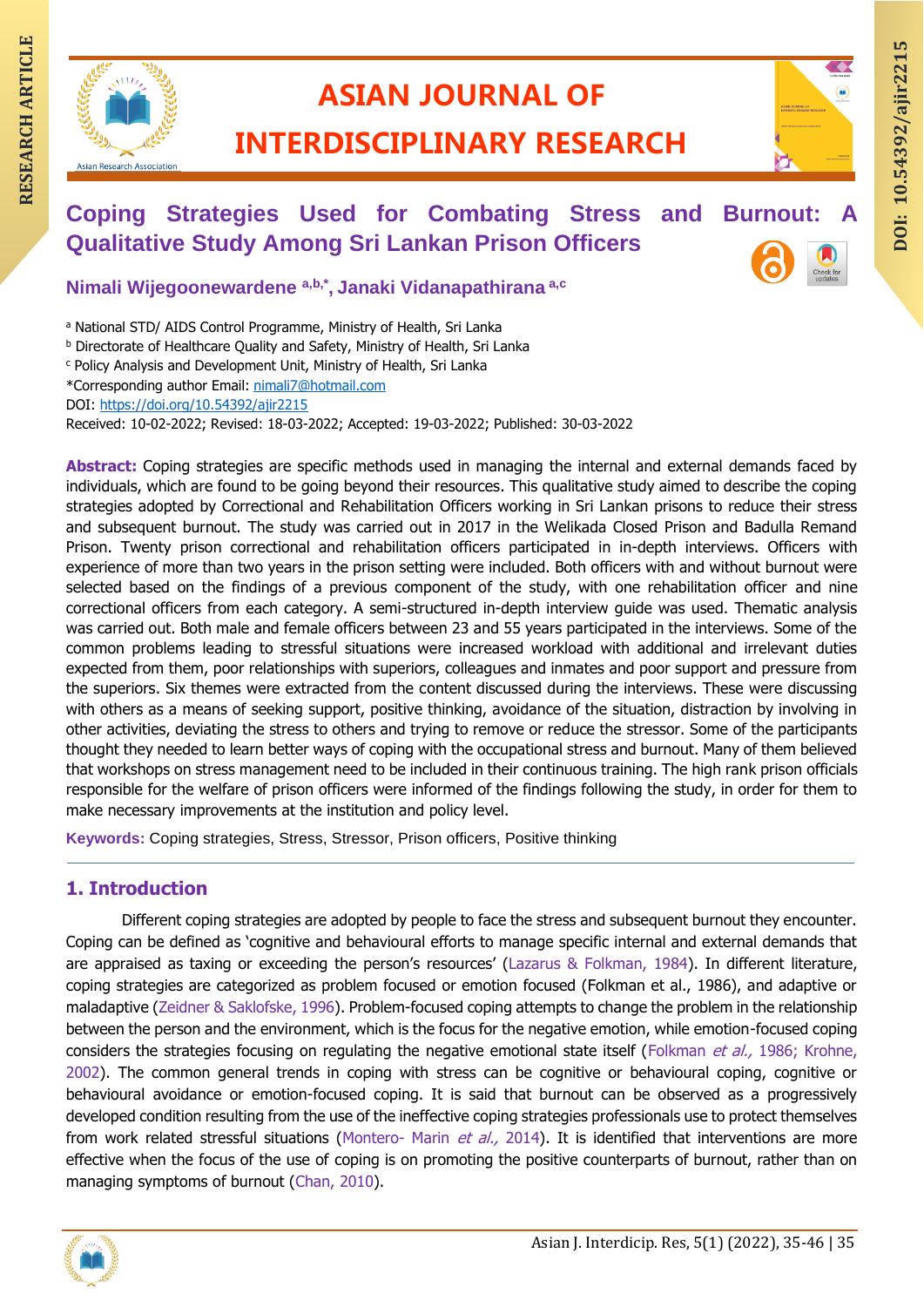# Coping Strategies Used for Combating Stress and Burnout: A Qualitative Study Among Sri Lankan Prison Officers

**Nimali Wijegoonewardene [a,b,*], Janaki Vidanapathirana [a,c]**

[a] National STD/ AIDS Control Programme, Ministry of Health, Sri Lanka
[b] Directorate of Healthcare Quality and Safety, Ministry of Health, Sri Lanka
[c] Policy Analysis and Development Unit, Ministry of Health, Sri Lanka
*Corresponding author Email: nimali7@hotmail.com
DOI: https://doi.org/10.54392/ajir2215
Received: 10-02-2022; Revised: 18-03-2022; Accepted: 19-03-2022; Published: 30-03-2022

**Abstract:** Coping strategies are specific methods used in managing the internal and external demands faced by individuals, which are found to be going beyond their resources. This qualitative study aimed to describe the coping strategies adopted by Correctional and Rehabilitation Officers working in Sri Lankan prisons to reduce their stress and subsequent burnout. The study was carried out in 2017 in the Welikada Closed Prison and Badulla Remand Prison. Twenty prison correctional and rehabilitation officers participated in in-depth interviews. Officers with experience of more than two years in the prison setting were included. Both officers with and without burnout were selected based on the findings of a previous component of the study, with one rehabilitation officer and nine correctional officers from each category. A semi-structured in-depth interview guide was used. Thematic analysis was carried out. Both male and female officers between 23 and 55 years participated in the interviews. Some of the common problems leading to stressful situations were increased workload with additional and irrelevant duties expected from them, poor relationships with superiors, colleagues and inmates and poor support and pressure from the superiors. Six themes were extracted from the content discussed during the interviews. These were discussing with others as a means of seeking support, positive thinking, avoidance of the situation, distraction by involving in other activities, deviating the stress to others and trying to remove or reduce the stressor. Some of the participants thought they needed to learn better ways of coping with the occupational stress and burnout. Many of them believed that workshops on stress management need to be included in their continuous training. The high rank prison officials responsible for the welfare of prison officers were informed of the findings following the study, in order for them to make necessary improvements at the institution and policy level.

**Keywords:** Coping strategies, Stress, Stressor, Prison officers, Positive thinking

## 1. Introduction

Different coping strategies are adopted by people to face the stress and subsequent burnout they encounter. Coping can be defined as 'cognitive and behavioural efforts to manage specific internal and external demands that are appraised as taxing or exceeding the person's resources' (Lazarus & Folkman, 1984). In different literature, coping strategies are categorized as problem focused or emotion focused (Folkman et al., 1986), and adaptive or maladaptive (Zeidner & Saklofske, 1996). Problem-focused coping attempts to change the problem in the relationship between the person and the environment, which is the focus for the negative emotion, while emotion-focused coping considers the strategies focusing on regulating the negative emotional state itself (Folkman *et al.,* 1986; Krohne, 2002). The common general trends in coping with stress can be cognitive or behavioural coping, cognitive or behavioural avoidance or emotion-focused coping. It is said that burnout can be observed as a progressively developed condition resulting from the use of the ineffective coping strategies professionals use to protect themselves from work related stressful situations (Montero- Marin *et al.,* 2014). It is identified that interventions are more effective when the focus of the use of coping is on promoting the positive counterparts of burnout, rather than on managing symptoms of burnout (Chan, 2010).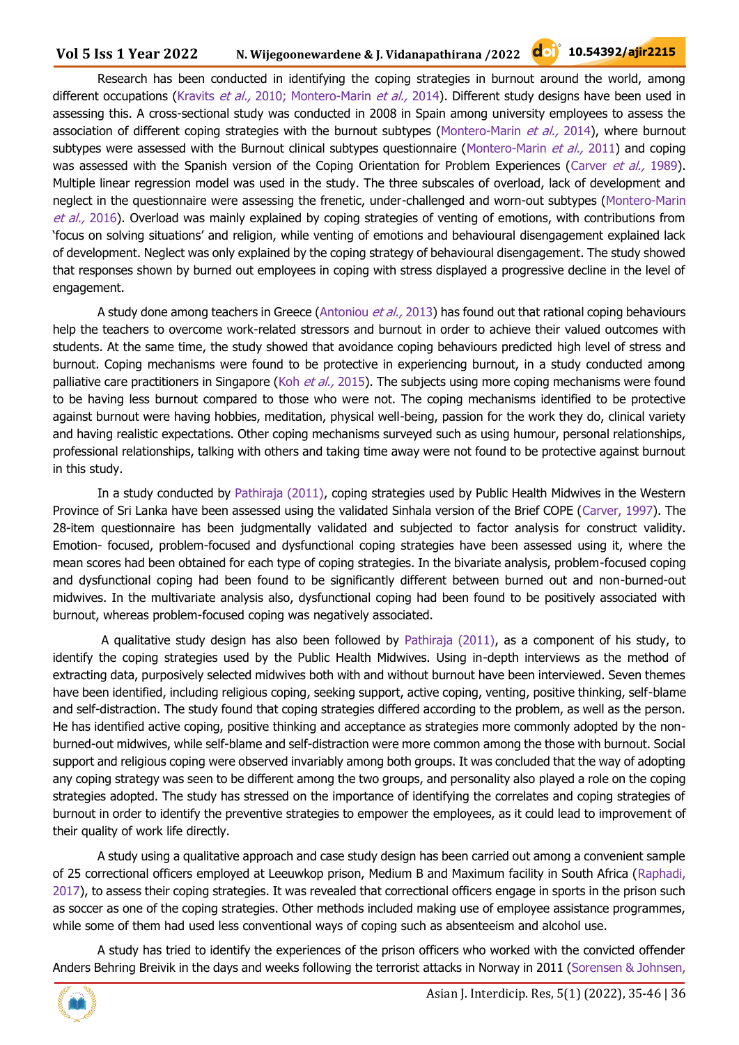Research has been conducted in identifying the coping strategies in burnout around the world, among different occupations (Kravits *et al.,* 2010; Montero-Marin *et al.,* 2014). Different study designs have been used in assessing this. A cross-sectional study was conducted in 2008 in Spain among university employees to assess the association of different coping strategies with the burnout subtypes (Montero-Marin *et al.,* 2014), where burnout subtypes were assessed with the Burnout clinical subtypes questionnaire (Montero-Marin *et al.,* 2011) and coping was assessed with the Spanish version of the Coping Orientation for Problem Experiences (Carver *et al.,* 1989). Multiple linear regression model was used in the study. The three subscales of overload, lack of development and neglect in the questionnaire were assessing the frenetic, under-challenged and worn-out subtypes (Montero-Marin *et al.,* 2016). Overload was mainly explained by coping strategies of venting of emotions, with contributions from 'focus on solving situations' and religion, while venting of emotions and behavioural disengagement explained lack of development. Neglect was only explained by the coping strategy of behavioural disengagement. The study showed that responses shown by burned out employees in coping with stress displayed a progressive decline in the level of engagement.

A study done among teachers in Greece (Antoniou *et al.,* 2013) has found out that rational coping behaviours help the teachers to overcome work-related stressors and burnout in order to achieve their valued outcomes with students. At the same time, the study showed that avoidance coping behaviours predicted high level of stress and burnout. Coping mechanisms were found to be protective in experiencing burnout, in a study conducted among palliative care practitioners in Singapore (Koh *et al.,* 2015). The subjects using more coping mechanisms were found to be having less burnout compared to those who were not. The coping mechanisms identified to be protective against burnout were having hobbies, meditation, physical well-being, passion for the work they do, clinical variety and having realistic expectations. Other coping mechanisms surveyed such as using humour, personal relationships, professional relationships, talking with others and taking time away were not found to be protective against burnout in this study.

In a study conducted by Pathiraja (2011), coping strategies used by Public Health Midwives in the Western Province of Sri Lanka have been assessed using the validated Sinhala version of the Brief COPE (Carver, 1997). The 28-item questionnaire has been judgmentally validated and subjected to factor analysis for construct validity. Emotion- focused, problem-focused and dysfunctional coping strategies have been assessed using it, where the mean scores had been obtained for each type of coping strategies. In the bivariate analysis, problem-focused coping and dysfunctional coping had been found to be significantly different between burned out and non-burned-out midwives. In the multivariate analysis also, dysfunctional coping had been found to be positively associated with burnout, whereas problem-focused coping was negatively associated.

A qualitative study design has also been followed by Pathiraja (2011), as a component of his study, to identify the coping strategies used by the Public Health Midwives. Using in-depth interviews as the method of extracting data, purposively selected midwives both with and without burnout have been interviewed. Seven themes have been identified, including religious coping, seeking support, active coping, venting, positive thinking, self-blame and self-distraction. The study found that coping strategies differed according to the problem, as well as the person. He has identified active coping, positive thinking and acceptance as strategies more commonly adopted by the non-burned-out midwives, while self-blame and self-distraction were more common among the those with burnout. Social support and religious coping were observed invariably among both groups. It was concluded that the way of adopting any coping strategy was seen to be different among the two groups, and personality also played a role on the coping strategies adopted. The study has stressed on the importance of identifying the correlates and coping strategies of burnout in order to identify the preventive strategies to empower the employees, as it could lead to improvement of their quality of work life directly.

A study using a qualitative approach and case study design has been carried out among a convenient sample of 25 correctional officers employed at Leeuwkop prison, Medium B and Maximum facility in South Africa (Raphadi, 2017), to assess their coping strategies. It was revealed that correctional officers engage in sports in the prison such as soccer as one of the coping strategies. Other methods included making use of employee assistance programmes, while some of them had used less conventional ways of coping such as absenteeism and alcohol use.

A study has tried to identify the experiences of the prison officers who worked with the convicted offender Anders Behring Breivik in the days and weeks following the terrorist attacks in Norway in 2011 (Sorensen & Johnsen,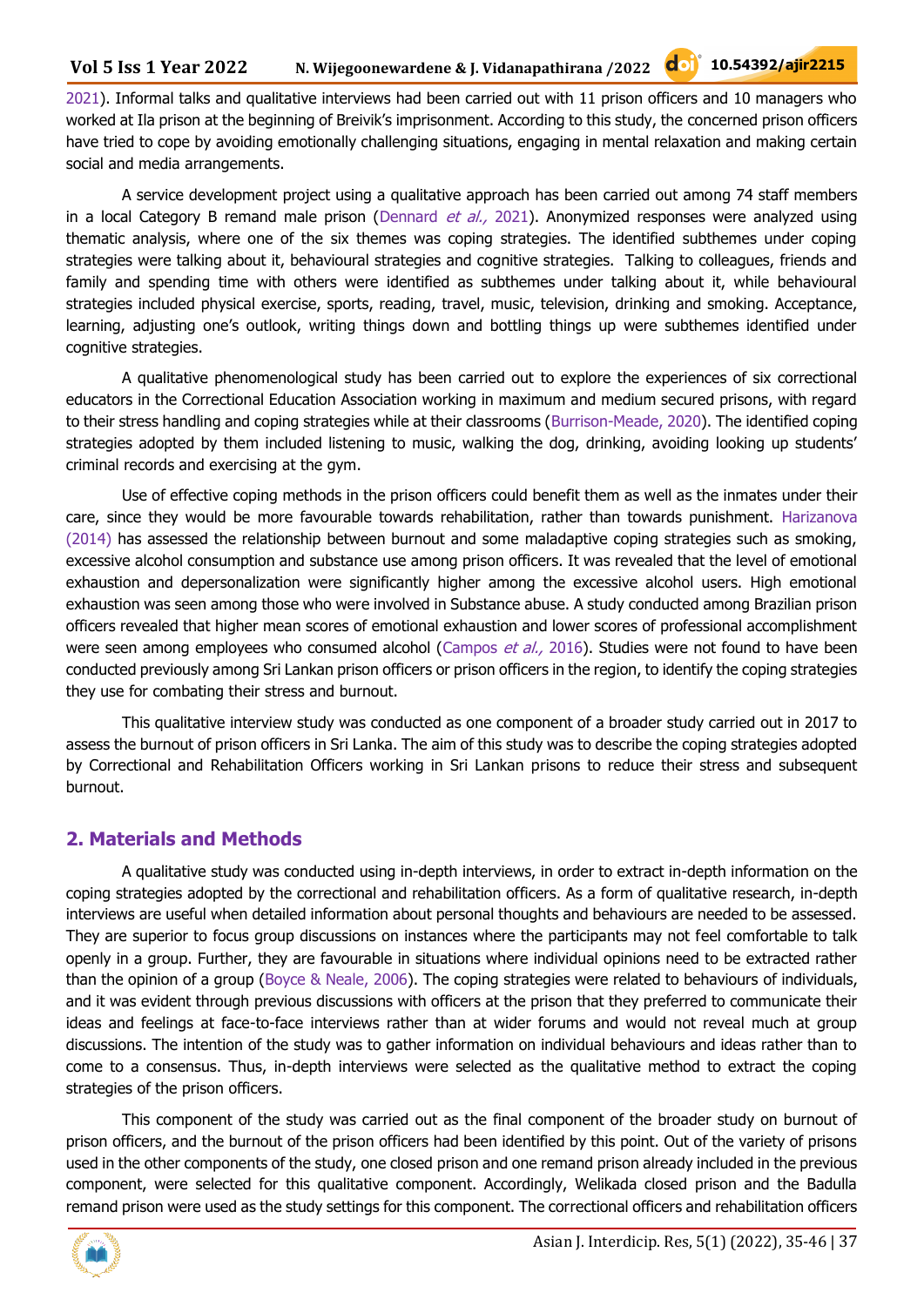2021). Informal talks and qualitative interviews had been carried out with 11 prison officers and 10 managers who worked at Ila prison at the beginning of Breivik's imprisonment. According to this study, the concerned prison officers have tried to cope by avoiding emotionally challenging situations, engaging in mental relaxation and making certain social and media arrangements.

A service development project using a qualitative approach has been carried out among 74 staff members in a local Category B remand male prison (Dennard *et al.,* 2021). Anonymized responses were analyzed using thematic analysis, where one of the six themes was coping strategies. The identified subthemes under coping strategies were talking about it, behavioural strategies and cognitive strategies. Talking to colleagues, friends and family and spending time with others were identified as subthemes under talking about it, while behavioural strategies included physical exercise, sports, reading, travel, music, television, drinking and smoking. Acceptance, learning, adjusting one's outlook, writing things down and bottling things up were subthemes identified under cognitive strategies.

A qualitative phenomenological study has been carried out to explore the experiences of six correctional educators in the Correctional Education Association working in maximum and medium secured prisons, with regard to their stress handling and coping strategies while at their classrooms (Burrison-Meade, 2020). The identified coping strategies adopted by them included listening to music, walking the dog, drinking, avoiding looking up students' criminal records and exercising at the gym.

Use of effective coping methods in the prison officers could benefit them as well as the inmates under their care, since they would be more favourable towards rehabilitation, rather than towards punishment. Harizanova (2014) has assessed the relationship between burnout and some maladaptive coping strategies such as smoking, excessive alcohol consumption and substance use among prison officers. It was revealed that the level of emotional exhaustion and depersonalization were significantly higher among the excessive alcohol users. High emotional exhaustion was seen among those who were involved in Substance abuse. A study conducted among Brazilian prison officers revealed that higher mean scores of emotional exhaustion and lower scores of professional accomplishment were seen among employees who consumed alcohol (Campos *et al.,* 2016). Studies were not found to have been conducted previously among Sri Lankan prison officers or prison officers in the region, to identify the coping strategies they use for combating their stress and burnout.

This qualitative interview study was conducted as one component of a broader study carried out in 2017 to assess the burnout of prison officers in Sri Lanka. The aim of this study was to describe the coping strategies adopted by Correctional and Rehabilitation Officers working in Sri Lankan prisons to reduce their stress and subsequent burnout.

## 2. Materials and Methods

A qualitative study was conducted using in-depth interviews, in order to extract in-depth information on the coping strategies adopted by the correctional and rehabilitation officers. As a form of qualitative research, in-depth interviews are useful when detailed information about personal thoughts and behaviours are needed to be assessed. They are superior to focus group discussions on instances where the participants may not feel comfortable to talk openly in a group. Further, they are favourable in situations where individual opinions need to be extracted rather than the opinion of a group (Boyce & Neale, 2006). The coping strategies were related to behaviours of individuals, and it was evident through previous discussions with officers at the prison that they preferred to communicate their ideas and feelings at face-to-face interviews rather than at wider forums and would not reveal much at group discussions. The intention of the study was to gather information on individual behaviours and ideas rather than to come to a consensus. Thus, in-depth interviews were selected as the qualitative method to extract the coping strategies of the prison officers.

This component of the study was carried out as the final component of the broader study on burnout of prison officers, and the burnout of the prison officers had been identified by this point. Out of the variety of prisons used in the other components of the study, one closed prison and one remand prison already included in the previous component, were selected for this qualitative component. Accordingly, Welikada closed prison and the Badulla remand prison were used as the study settings for this component. The correctional officers and rehabilitation officers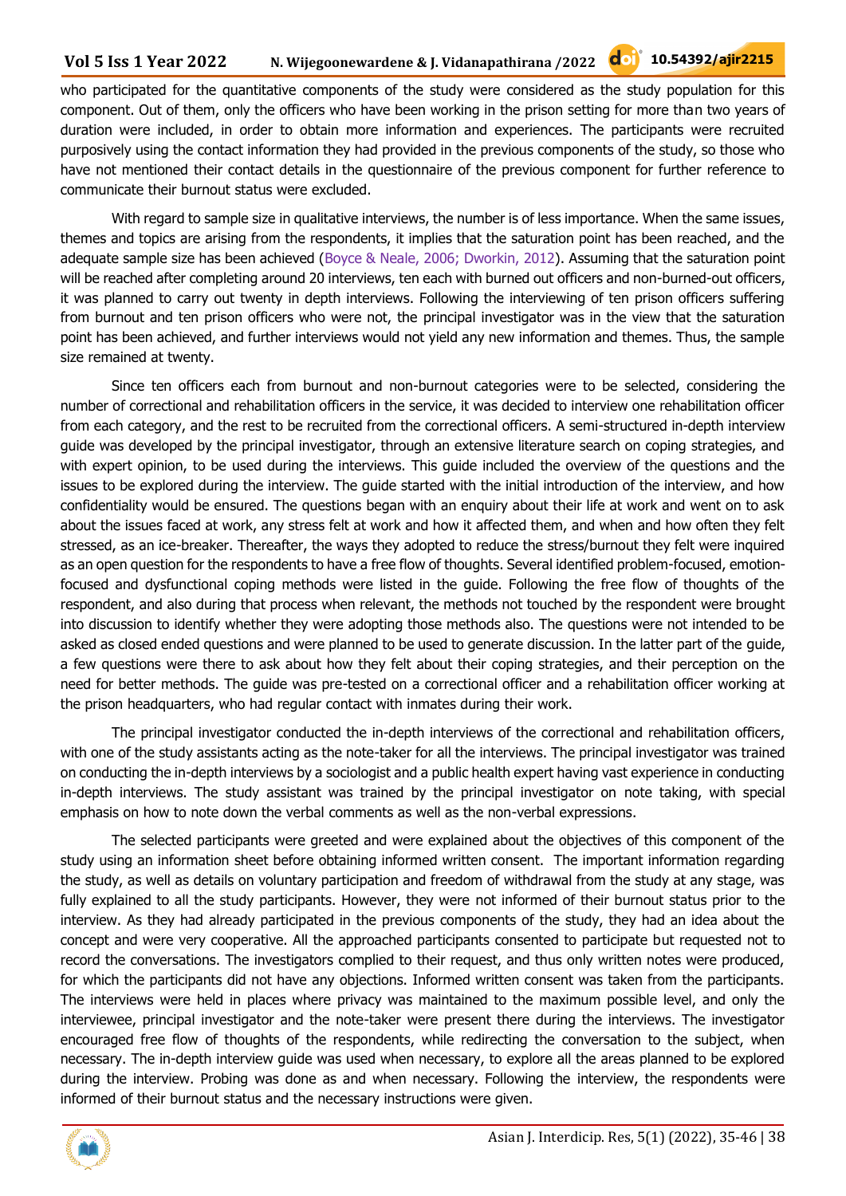who participated for the quantitative components of the study were considered as the study population for this component. Out of them, only the officers who have been working in the prison setting for more than two years of duration were included, in order to obtain more information and experiences. The participants were recruited purposively using the contact information they had provided in the previous components of the study, so those who have not mentioned their contact details in the questionnaire of the previous component for further reference to communicate their burnout status were excluded.

With regard to sample size in qualitative interviews, the number is of less importance. When the same issues, themes and topics are arising from the respondents, it implies that the saturation point has been reached, and the adequate sample size has been achieved (Boyce & Neale, 2006; Dworkin, 2012). Assuming that the saturation point will be reached after completing around 20 interviews, ten each with burned out officers and non-burned-out officers, it was planned to carry out twenty in depth interviews. Following the interviewing of ten prison officers suffering from burnout and ten prison officers who were not, the principal investigator was in the view that the saturation point has been achieved, and further interviews would not yield any new information and themes. Thus, the sample size remained at twenty.

Since ten officers each from burnout and non-burnout categories were to be selected, considering the number of correctional and rehabilitation officers in the service, it was decided to interview one rehabilitation officer from each category, and the rest to be recruited from the correctional officers. A semi-structured in-depth interview guide was developed by the principal investigator, through an extensive literature search on coping strategies, and with expert opinion, to be used during the interviews. This guide included the overview of the questions and the issues to be explored during the interview. The guide started with the initial introduction of the interview, and how confidentiality would be ensured. The questions began with an enquiry about their life at work and went on to ask about the issues faced at work, any stress felt at work and how it affected them, and when and how often they felt stressed, as an ice-breaker. Thereafter, the ways they adopted to reduce the stress/burnout they felt were inquired as an open question for the respondents to have a free flow of thoughts. Several identified problem-focused, emotion-focused and dysfunctional coping methods were listed in the guide. Following the free flow of thoughts of the respondent, and also during that process when relevant, the methods not touched by the respondent were brought into discussion to identify whether they were adopting those methods also. The questions were not intended to be asked as closed ended questions and were planned to be used to generate discussion. In the latter part of the guide, a few questions were there to ask about how they felt about their coping strategies, and their perception on the need for better methods. The guide was pre-tested on a correctional officer and a rehabilitation officer working at the prison headquarters, who had regular contact with inmates during their work.

The principal investigator conducted the in-depth interviews of the correctional and rehabilitation officers, with one of the study assistants acting as the note-taker for all the interviews. The principal investigator was trained on conducting the in-depth interviews by a sociologist and a public health expert having vast experience in conducting in-depth interviews. The study assistant was trained by the principal investigator on note taking, with special emphasis on how to note down the verbal comments as well as the non-verbal expressions.

The selected participants were greeted and were explained about the objectives of this component of the study using an information sheet before obtaining informed written consent. The important information regarding the study, as well as details on voluntary participation and freedom of withdrawal from the study at any stage, was fully explained to all the study participants. However, they were not informed of their burnout status prior to the interview. As they had already participated in the previous components of the study, they had an idea about the concept and were very cooperative. All the approached participants consented to participate but requested not to record the conversations. The investigators complied to their request, and thus only written notes were produced, for which the participants did not have any objections. Informed written consent was taken from the participants. The interviews were held in places where privacy was maintained to the maximum possible level, and only the interviewee, principal investigator and the note-taker were present there during the interviews. The investigator encouraged free flow of thoughts of the respondents, while redirecting the conversation to the subject, when necessary. The in-depth interview guide was used when necessary, to explore all the areas planned to be explored during the interview. Probing was done as and when necessary. Following the interview, the respondents were informed of their burnout status and the necessary instructions were given.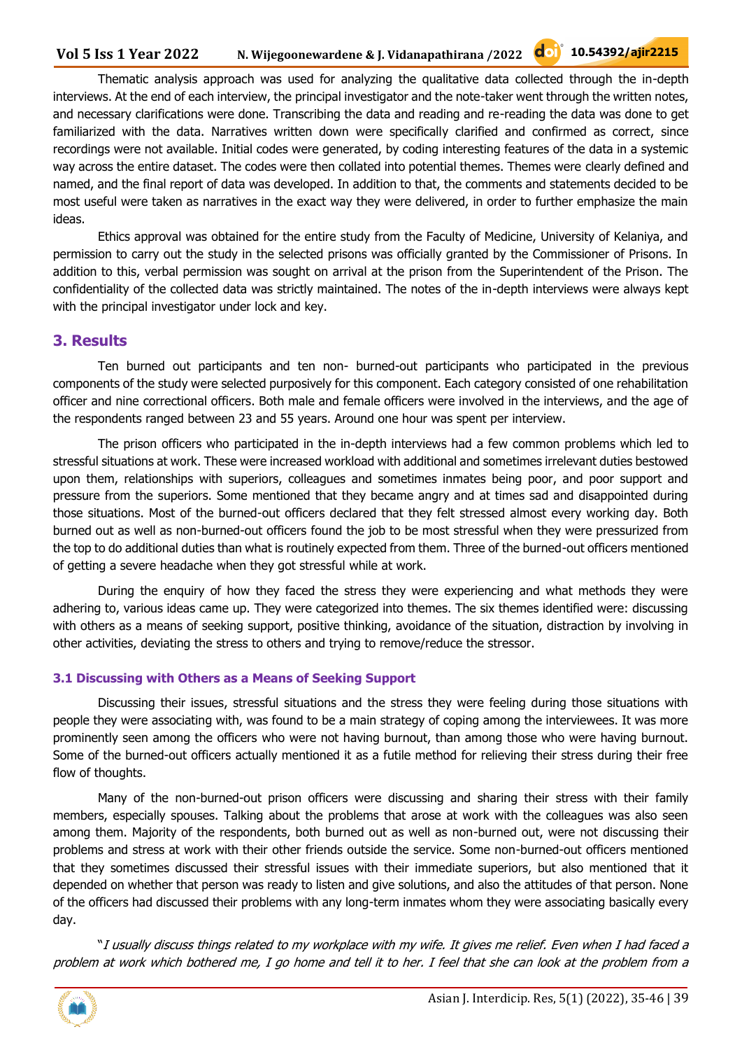Thematic analysis approach was used for analyzing the qualitative data collected through the in-depth interviews. At the end of each interview, the principal investigator and the note-taker went through the written notes, and necessary clarifications were done. Transcribing the data and reading and re-reading the data was done to get familiarized with the data. Narratives written down were specifically clarified and confirmed as correct, since recordings were not available. Initial codes were generated, by coding interesting features of the data in a systemic way across the entire dataset. The codes were then collated into potential themes. Themes were clearly defined and named, and the final report of data was developed. In addition to that, the comments and statements decided to be most useful were taken as narratives in the exact way they were delivered, in order to further emphasize the main ideas.

Ethics approval was obtained for the entire study from the Faculty of Medicine, University of Kelaniya, and permission to carry out the study in the selected prisons was officially granted by the Commissioner of Prisons. In addition to this, verbal permission was sought on arrival at the prison from the Superintendent of the Prison. The confidentiality of the collected data was strictly maintained. The notes of the in-depth interviews were always kept with the principal investigator under lock and key.

## 3. Results

Ten burned out participants and ten non- burned-out participants who participated in the previous components of the study were selected purposively for this component. Each category consisted of one rehabilitation officer and nine correctional officers. Both male and female officers were involved in the interviews, and the age of the respondents ranged between 23 and 55 years. Around one hour was spent per interview.

The prison officers who participated in the in-depth interviews had a few common problems which led to stressful situations at work. These were increased workload with additional and sometimes irrelevant duties bestowed upon them, relationships with superiors, colleagues and sometimes inmates being poor, and poor support and pressure from the superiors. Some mentioned that they became angry and at times sad and disappointed during those situations. Most of the burned-out officers declared that they felt stressed almost every working day. Both burned out as well as non-burned-out officers found the job to be most stressful when they were pressurized from the top to do additional duties than what is routinely expected from them. Three of the burned-out officers mentioned of getting a severe headache when they got stressful while at work.

During the enquiry of how they faced the stress they were experiencing and what methods they were adhering to, various ideas came up. They were categorized into themes. The six themes identified were: discussing with others as a means of seeking support, positive thinking, avoidance of the situation, distraction by involving in other activities, deviating the stress to others and trying to remove/reduce the stressor.

### 3.1 Discussing with Others as a Means of Seeking Support

Discussing their issues, stressful situations and the stress they were feeling during those situations with people they were associating with, was found to be a main strategy of coping among the interviewees. It was more prominently seen among the officers who were not having burnout, than among those who were having burnout. Some of the burned-out officers actually mentioned it as a futile method for relieving their stress during their free flow of thoughts.

Many of the non-burned-out prison officers were discussing and sharing their stress with their family members, especially spouses. Talking about the problems that arose at work with the colleagues was also seen among them. Majority of the respondents, both burned out as well as non-burned out, were not discussing their problems and stress at work with their other friends outside the service. Some non-burned-out officers mentioned that they sometimes discussed their stressful issues with their immediate superiors, but also mentioned that it depended on whether that person was ready to listen and give solutions, and also the attitudes of that person. None of the officers had discussed their problems with any long-term inmates whom they were associating basically every day.

"*I usually discuss things related to my workplace with my wife. It gives me relief. Even when I had faced a problem at work which bothered me, I go home and tell it to her. I feel that she can look at the problem from a*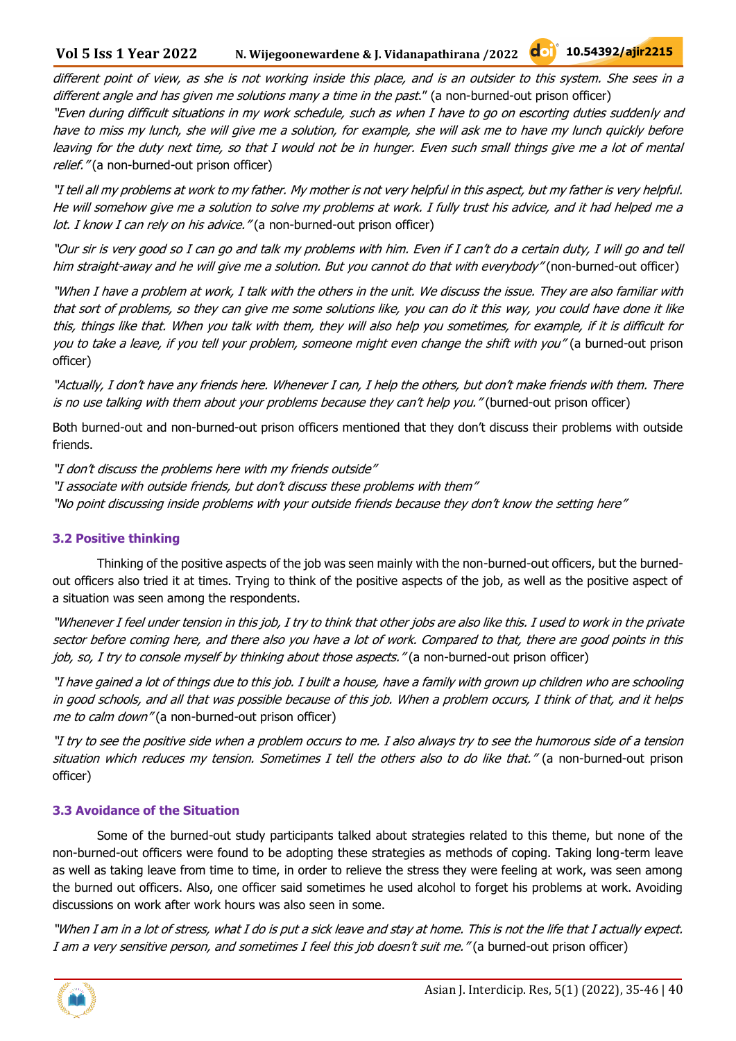*different point of view, as she is not working inside this place, and is an outsider to this system. She sees in a different angle and has given me solutions many a time in the past*." (a non-burned-out prison officer)
*"Even during difficult situations in my work schedule, such as when I have to go on escorting duties suddenly and have to miss my lunch, she will give me a solution, for example, she will ask me to have my lunch quickly before leaving for the duty next time, so that I would not be in hunger. Even such small things give me a lot of mental relief."* (a non-burned-out prison officer)

*"I tell all my problems at work to my father. My mother is not very helpful in this aspect, but my father is very helpful. He will somehow give me a solution to solve my problems at work. I fully trust his advice, and it had helped me a lot. I know I can rely on his advice."* (a non-burned-out prison officer)

*"Our sir is very good so I can go and talk my problems with him. Even if I can't do a certain duty, I will go and tell him straight-away and he will give me a solution. But you cannot do that with everybody"* (non-burned-out officer)

*"When I have a problem at work, I talk with the others in the unit. We discuss the issue. They are also familiar with that sort of problems, so they can give me some solutions like, you can do it this way, you could have done it like this, things like that. When you talk with them, they will also help you sometimes, for example, if it is difficult for you to take a leave, if you tell your problem, someone might even change the shift with you"* (a burned-out prison officer)

*"Actually, I don't have any friends here. Whenever I can, I help the others, but don't make friends with them. There is no use talking with them about your problems because they can't help you."* (burned-out prison officer)

Both burned-out and non-burned-out prison officers mentioned that they don't discuss their problems with outside friends.

*"I don't discuss the problems here with my friends outside"*
*"I associate with outside friends, but don't discuss these problems with them"*
*"No point discussing inside problems with your outside friends because they don't know the setting here"*

### 3.2 Positive thinking

Thinking of the positive aspects of the job was seen mainly with the non-burned-out officers, but the burned-out officers also tried it at times. Trying to think of the positive aspects of the job, as well as the positive aspect of a situation was seen among the respondents.

*"Whenever I feel under tension in this job, I try to think that other jobs are also like this. I used to work in the private sector before coming here, and there also you have a lot of work. Compared to that, there are good points in this job, so, I try to console myself by thinking about those aspects."* (a non-burned-out prison officer)

*"I have gained a lot of things due to this job. I built a house, have a family with grown up children who are schooling in good schools, and all that was possible because of this job. When a problem occurs, I think of that, and it helps me to calm down"* (a non-burned-out prison officer)

*"I try to see the positive side when a problem occurs to me. I also always try to see the humorous side of a tension situation which reduces my tension. Sometimes I tell the others also to do like that."* (a non-burned-out prison officer)

### 3.3 Avoidance of the Situation

Some of the burned-out study participants talked about strategies related to this theme, but none of the non-burned-out officers were found to be adopting these strategies as methods of coping. Taking long-term leave as well as taking leave from time to time, in order to relieve the stress they were feeling at work, was seen among the burned out officers. Also, one officer said sometimes he used alcohol to forget his problems at work. Avoiding discussions on work after work hours was also seen in some.

*"When I am in a lot of stress, what I do is put a sick leave and stay at home. This is not the life that I actually expect. I am a very sensitive person, and sometimes I feel this job doesn't suit me."* (a burned-out prison officer)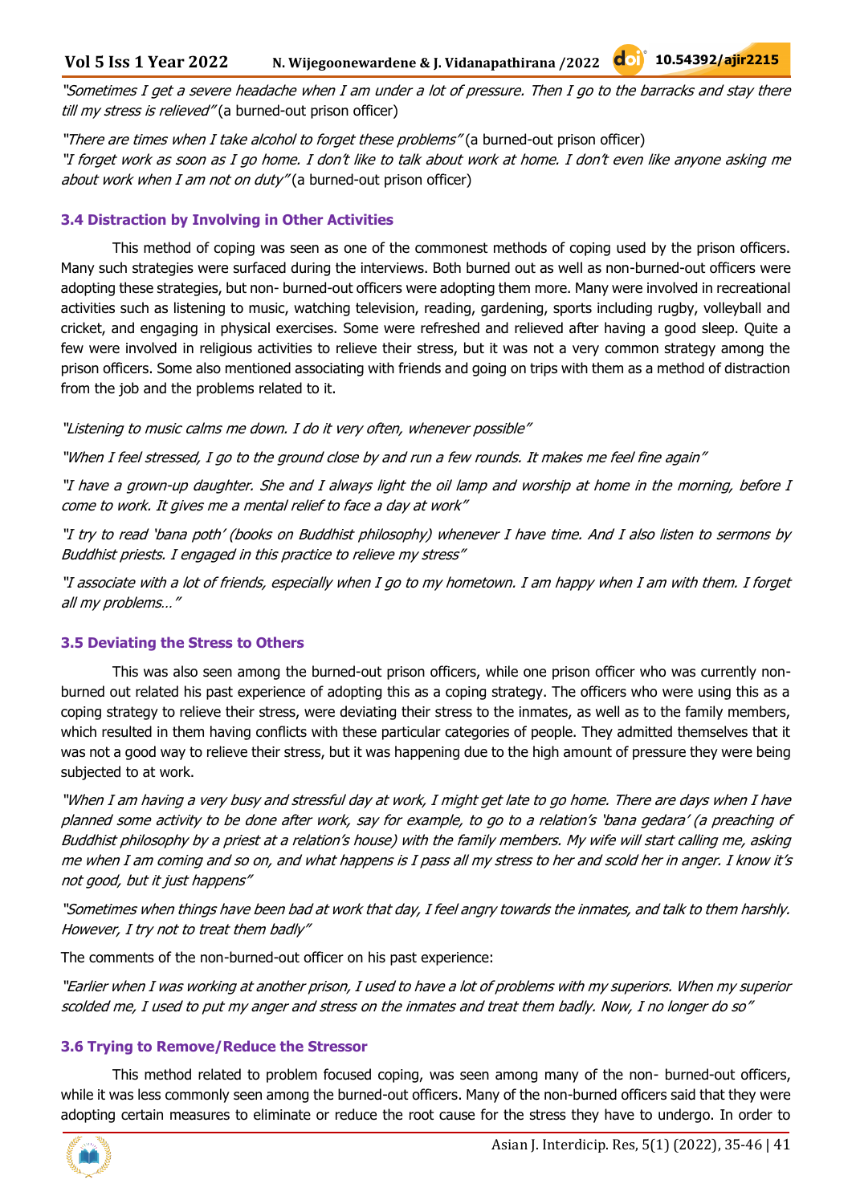*"Sometimes I get a severe headache when I am under a lot of pressure. Then I go to the barracks and stay there till my stress is relieved"* (a burned-out prison officer)

*"There are times when I take alcohol to forget these problems"* (a burned-out prison officer)
*"I forget work as soon as I go home. I don't like to talk about work at home. I don't even like anyone asking me about work when I am not on duty"* (a burned-out prison officer)

### 3.4 Distraction by Involving in Other Activities

This method of coping was seen as one of the commonest methods of coping used by the prison officers. Many such strategies were surfaced during the interviews. Both burned out as well as non-burned-out officers were adopting these strategies, but non- burned-out officers were adopting them more. Many were involved in recreational activities such as listening to music, watching television, reading, gardening, sports including rugby, volleyball and cricket, and engaging in physical exercises. Some were refreshed and relieved after having a good sleep. Quite a few were involved in religious activities to relieve their stress, but it was not a very common strategy among the prison officers. Some also mentioned associating with friends and going on trips with them as a method of distraction from the job and the problems related to it.

*"Listening to music calms me down. I do it very often, whenever possible"*

*"When I feel stressed, I go to the ground close by and run a few rounds. It makes me feel fine again"*

*"I have a grown-up daughter. She and I always light the oil lamp and worship at home in the morning, before I come to work. It gives me a mental relief to face a day at work"*

*"I try to read 'bana poth' (books on Buddhist philosophy) whenever I have time. And I also listen to sermons by Buddhist priests. I engaged in this practice to relieve my stress"*

*"I associate with a lot of friends, especially when I go to my hometown. I am happy when I am with them. I forget all my problems…"*

### 3.5 Deviating the Stress to Others

This was also seen among the burned-out prison officers, while one prison officer who was currently non-burned out related his past experience of adopting this as a coping strategy. The officers who were using this as a coping strategy to relieve their stress, were deviating their stress to the inmates, as well as to the family members, which resulted in them having conflicts with these particular categories of people. They admitted themselves that it was not a good way to relieve their stress, but it was happening due to the high amount of pressure they were being subjected to at work.

*"When I am having a very busy and stressful day at work, I might get late to go home. There are days when I have planned some activity to be done after work, say for example, to go to a relation's 'bana gedara' (a preaching of Buddhist philosophy by a priest at a relation's house) with the family members. My wife will start calling me, asking me when I am coming and so on, and what happens is I pass all my stress to her and scold her in anger. I know it's not good, but it just happens"*

*"Sometimes when things have been bad at work that day, I feel angry towards the inmates, and talk to them harshly. However, I try not to treat them badly"*

The comments of the non-burned-out officer on his past experience:

*"Earlier when I was working at another prison, I used to have a lot of problems with my superiors. When my superior scolded me, I used to put my anger and stress on the inmates and treat them badly. Now, I no longer do so"*

### 3.6 Trying to Remove/Reduce the Stressor

This method related to problem focused coping, was seen among many of the non- burned-out officers, while it was less commonly seen among the burned-out officers. Many of the non-burned officers said that they were adopting certain measures to eliminate or reduce the root cause for the stress they have to undergo. In order to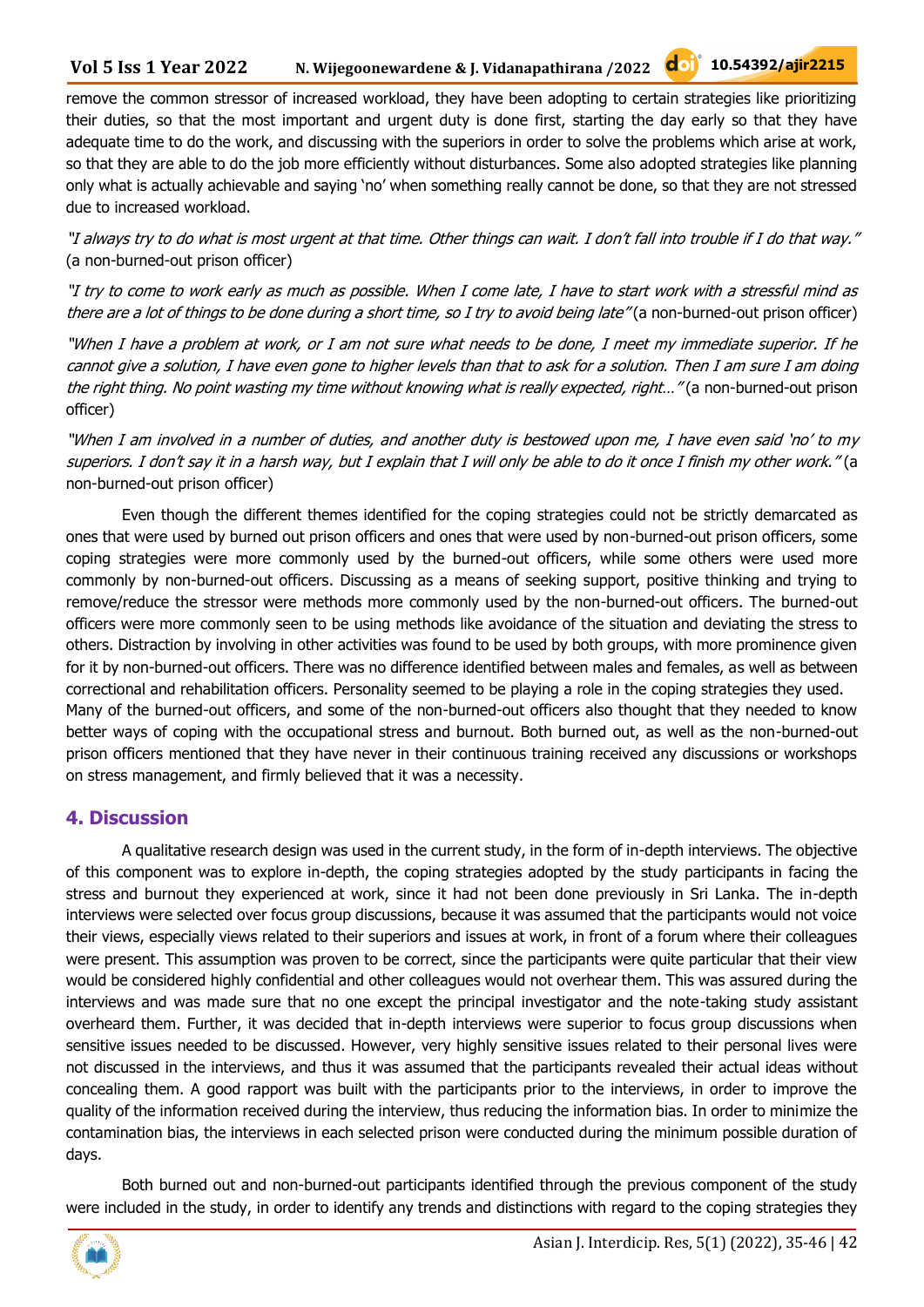remove the common stressor of increased workload, they have been adopting to certain strategies like prioritizing their duties, so that the most important and urgent duty is done first, starting the day early so that they have adequate time to do the work, and discussing with the superiors in order to solve the problems which arise at work, so that they are able to do the job more efficiently without disturbances. Some also adopted strategies like planning only what is actually achievable and saying 'no' when something really cannot be done, so that they are not stressed due to increased workload.

*"I always try to do what is most urgent at that time. Other things can wait. I don't fall into trouble if I do that way."* (a non-burned-out prison officer)

*"I try to come to work early as much as possible. When I come late, I have to start work with a stressful mind as there are a lot of things to be done during a short time, so I try to avoid being late"* (a non-burned-out prison officer)

*"When I have a problem at work, or I am not sure what needs to be done, I meet my immediate superior. If he cannot give a solution, I have even gone to higher levels than that to ask for a solution. Then I am sure I am doing the right thing. No point wasting my time without knowing what is really expected, right…"* (a non-burned-out prison officer)

*"When I am involved in a number of duties, and another duty is bestowed upon me, I have even said 'no' to my superiors. I don't say it in a harsh way, but I explain that I will only be able to do it once I finish my other work."* (a non-burned-out prison officer)

Even though the different themes identified for the coping strategies could not be strictly demarcated as ones that were used by burned out prison officers and ones that were used by non-burned-out prison officers, some coping strategies were more commonly used by the burned-out officers, while some others were used more commonly by non-burned-out officers. Discussing as a means of seeking support, positive thinking and trying to remove/reduce the stressor were methods more commonly used by the non-burned-out officers. The burned-out officers were more commonly seen to be using methods like avoidance of the situation and deviating the stress to others. Distraction by involving in other activities was found to be used by both groups, with more prominence given for it by non-burned-out officers. There was no difference identified between males and females, as well as between correctional and rehabilitation officers. Personality seemed to be playing a role in the coping strategies they used. Many of the burned-out officers, and some of the non-burned-out officers also thought that they needed to know better ways of coping with the occupational stress and burnout. Both burned out, as well as the non-burned-out prison officers mentioned that they have never in their continuous training received any discussions or workshops on stress management, and firmly believed that it was a necessity.

## 4. Discussion

A qualitative research design was used in the current study, in the form of in-depth interviews. The objective of this component was to explore in-depth, the coping strategies adopted by the study participants in facing the stress and burnout they experienced at work, since it had not been done previously in Sri Lanka. The in-depth interviews were selected over focus group discussions, because it was assumed that the participants would not voice their views, especially views related to their superiors and issues at work, in front of a forum where their colleagues were present. This assumption was proven to be correct, since the participants were quite particular that their view would be considered highly confidential and other colleagues would not overhear them. This was assured during the interviews and was made sure that no one except the principal investigator and the note-taking study assistant overheard them. Further, it was decided that in-depth interviews were superior to focus group discussions when sensitive issues needed to be discussed. However, very highly sensitive issues related to their personal lives were not discussed in the interviews, and thus it was assumed that the participants revealed their actual ideas without concealing them. A good rapport was built with the participants prior to the interviews, in order to improve the quality of the information received during the interview, thus reducing the information bias. In order to minimize the contamination bias, the interviews in each selected prison were conducted during the minimum possible duration of days.

Both burned out and non-burned-out participants identified through the previous component of the study were included in the study, in order to identify any trends and distinctions with regard to the coping strategies they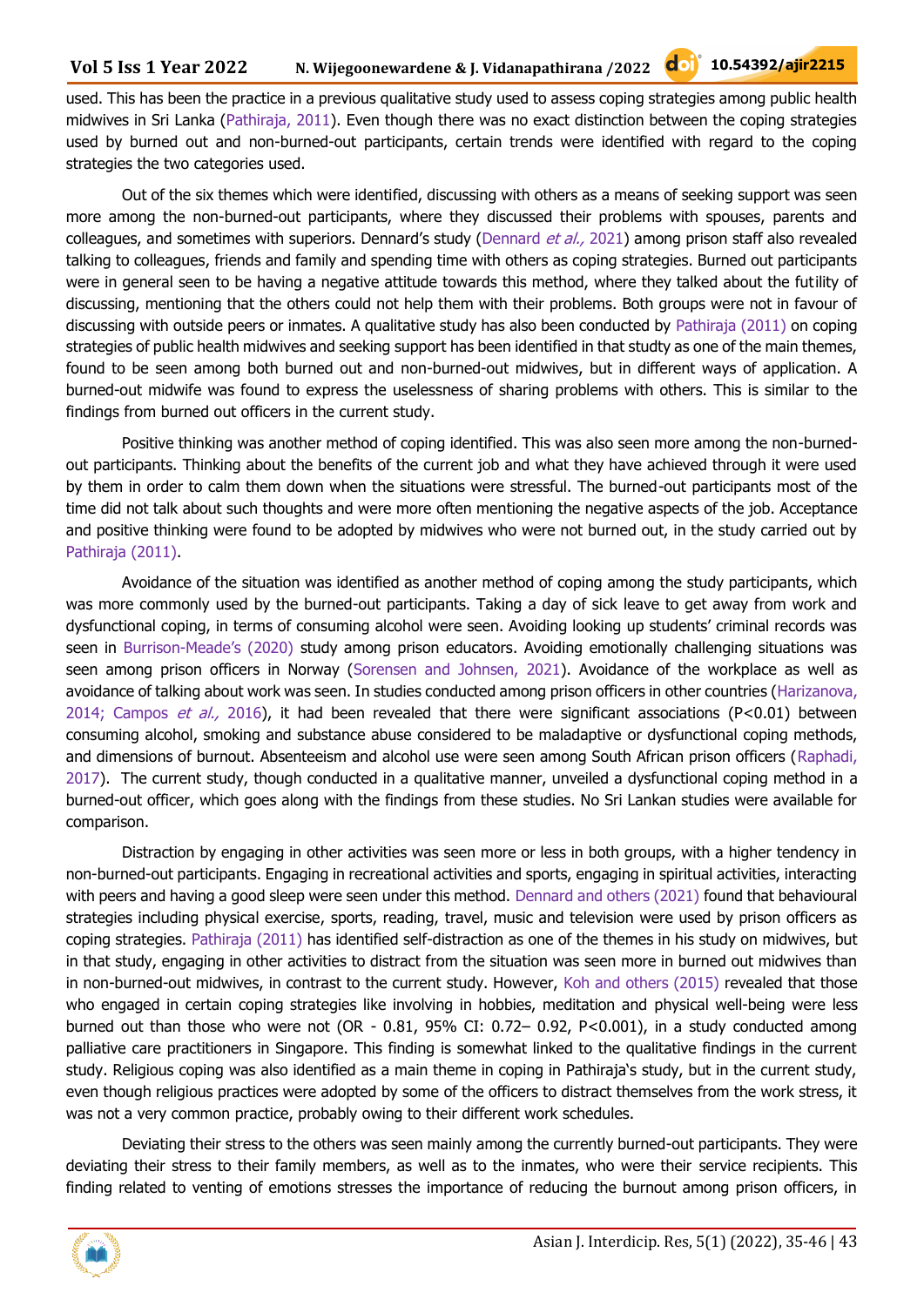used. This has been the practice in a previous qualitative study used to assess coping strategies among public health midwives in Sri Lanka (Pathiraja, 2011). Even though there was no exact distinction between the coping strategies used by burned out and non-burned-out participants, certain trends were identified with regard to the coping strategies the two categories used.

Out of the six themes which were identified, discussing with others as a means of seeking support was seen more among the non-burned-out participants, where they discussed their problems with spouses, parents and colleagues, and sometimes with superiors. Dennard's study (Dennard *et al.,* 2021) among prison staff also revealed talking to colleagues, friends and family and spending time with others as coping strategies. Burned out participants were in general seen to be having a negative attitude towards this method, where they talked about the futility of discussing, mentioning that the others could not help them with their problems. Both groups were not in favour of discussing with outside peers or inmates. A qualitative study has also been conducted by Pathiraja (2011) on coping strategies of public health midwives and seeking support has been identified in that studty as one of the main themes, found to be seen among both burned out and non-burned-out midwives, but in different ways of application. A burned-out midwife was found to express the uselessness of sharing problems with others. This is similar to the findings from burned out officers in the current study.

Positive thinking was another method of coping identified. This was also seen more among the non-burned-out participants. Thinking about the benefits of the current job and what they have achieved through it were used by them in order to calm them down when the situations were stressful. The burned-out participants most of the time did not talk about such thoughts and were more often mentioning the negative aspects of the job. Acceptance and positive thinking were found to be adopted by midwives who were not burned out, in the study carried out by Pathiraja (2011).

Avoidance of the situation was identified as another method of coping among the study participants, which was more commonly used by the burned-out participants. Taking a day of sick leave to get away from work and dysfunctional coping, in terms of consuming alcohol were seen. Avoiding looking up students' criminal records was seen in Burrison-Meade's (2020) study among prison educators. Avoiding emotionally challenging situations was seen among prison officers in Norway (Sorensen and Johnsen, 2021). Avoidance of the workplace as well as avoidance of talking about work was seen. In studies conducted among prison officers in other countries (Harizanova, 2014; Campos *et al.,* 2016), it had been revealed that there were significant associations (P<0.01) between consuming alcohol, smoking and substance abuse considered to be maladaptive or dysfunctional coping methods, and dimensions of burnout. Absenteeism and alcohol use were seen among South African prison officers (Raphadi, 2017). The current study, though conducted in a qualitative manner, unveiled a dysfunctional coping method in a burned-out officer, which goes along with the findings from these studies. No Sri Lankan studies were available for comparison.

Distraction by engaging in other activities was seen more or less in both groups, with a higher tendency in non-burned-out participants. Engaging in recreational activities and sports, engaging in spiritual activities, interacting with peers and having a good sleep were seen under this method. Dennard and others (2021) found that behavioural strategies including physical exercise, sports, reading, travel, music and television were used by prison officers as coping strategies. Pathiraja (2011) has identified self-distraction as one of the themes in his study on midwives, but in that study, engaging in other activities to distract from the situation was seen more in burned out midwives than in non-burned-out midwives, in contrast to the current study. However, Koh and others (2015) revealed that those who engaged in certain coping strategies like involving in hobbies, meditation and physical well-being were less burned out than those who were not (OR - 0.81, 95% CI: 0.72– 0.92, P<0.001), in a study conducted among palliative care practitioners in Singapore. This finding is somewhat linked to the qualitative findings in the current study. Religious coping was also identified as a main theme in coping in Pathiraja's study, but in the current study, even though religious practices were adopted by some of the officers to distract themselves from the work stress, it was not a very common practice, probably owing to their different work schedules.

Deviating their stress to the others was seen mainly among the currently burned-out participants. They were deviating their stress to their family members, as well as to the inmates, who were their service recipients. This finding related to venting of emotions stresses the importance of reducing the burnout among prison officers, in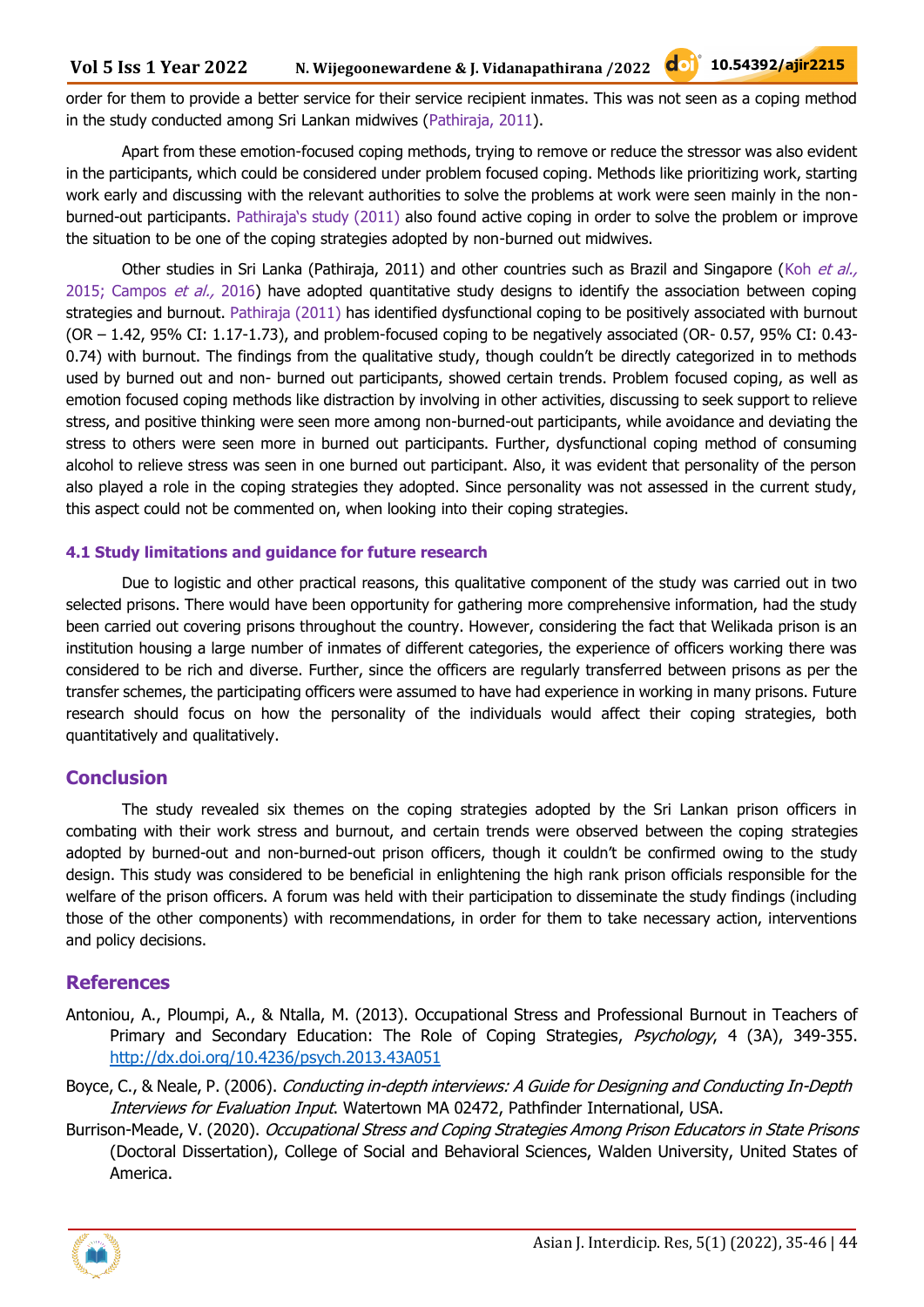order for them to provide a better service for their service recipient inmates. This was not seen as a coping method in the study conducted among Sri Lankan midwives (Pathiraja, 2011).

Apart from these emotion-focused coping methods, trying to remove or reduce the stressor was also evident in the participants, which could be considered under problem focused coping. Methods like prioritizing work, starting work early and discussing with the relevant authorities to solve the problems at work were seen mainly in the non-burned-out participants. Pathiraja's study (2011) also found active coping in order to solve the problem or improve the situation to be one of the coping strategies adopted by non-burned out midwives.

Other studies in Sri Lanka (Pathiraja, 2011) and other countries such as Brazil and Singapore (Koh *et al.,* 2015; Campos *et al.,* 2016) have adopted quantitative study designs to identify the association between coping strategies and burnout. Pathiraja (2011) has identified dysfunctional coping to be positively associated with burnout (OR – 1.42, 95% CI: 1.17-1.73), and problem-focused coping to be negatively associated (OR- 0.57, 95% CI: 0.43-0.74) with burnout. The findings from the qualitative study, though couldn't be directly categorized in to methods used by burned out and non- burned out participants, showed certain trends. Problem focused coping, as well as emotion focused coping methods like distraction by involving in other activities, discussing to seek support to relieve stress, and positive thinking were seen more among non-burned-out participants, while avoidance and deviating the stress to others were seen more in burned out participants. Further, dysfunctional coping method of consuming alcohol to relieve stress was seen in one burned out participant. Also, it was evident that personality of the person also played a role in the coping strategies they adopted. Since personality was not assessed in the current study, this aspect could not be commented on, when looking into their coping strategies.

### 4.1 Study limitations and guidance for future research

Due to logistic and other practical reasons, this qualitative component of the study was carried out in two selected prisons. There would have been opportunity for gathering more comprehensive information, had the study been carried out covering prisons throughout the country. However, considering the fact that Welikada prison is an institution housing a large number of inmates of different categories, the experience of officers working there was considered to be rich and diverse. Further, since the officers are regularly transferred between prisons as per the transfer schemes, the participating officers were assumed to have had experience in working in many prisons. Future research should focus on how the personality of the individuals would affect their coping strategies, both quantitatively and qualitatively.

## Conclusion

The study revealed six themes on the coping strategies adopted by the Sri Lankan prison officers in combating with their work stress and burnout, and certain trends were observed between the coping strategies adopted by burned-out and non-burned-out prison officers, though it couldn't be confirmed owing to the study design. This study was considered to be beneficial in enlightening the high rank prison officials responsible for the welfare of the prison officers. A forum was held with their participation to disseminate the study findings (including those of the other components) with recommendations, in order for them to take necessary action, interventions and policy decisions.

## References

Antoniou, A., Ploumpi, A., & Ntalla, M. (2013). Occupational Stress and Professional Burnout in Teachers of Primary and Secondary Education: The Role of Coping Strategies, *Psychology*, 4 (3A), 349-355. http://dx.doi.org/10.4236/psych.2013.43A051

Boyce, C., & Neale, P. (2006). *Conducting in-depth interviews: A Guide for Designing and Conducting In-Depth Interviews for Evaluation Input*. Watertown MA 02472, Pathfinder International, USA.

Burrison-Meade, V. (2020). *Occupational Stress and Coping Strategies Among Prison Educators in State Prisons* (Doctoral Dissertation), College of Social and Behavioral Sciences, Walden University, United States of America.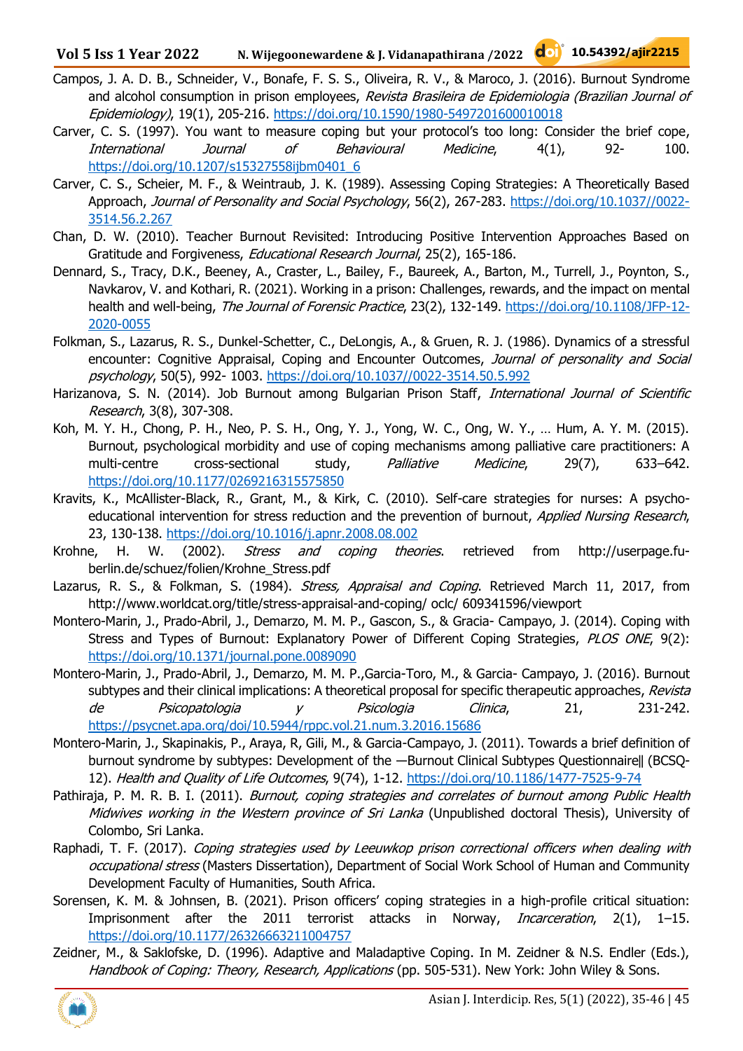Campos, J. A. D. B., Schneider, V., Bonafe, F. S. S., Oliveira, R. V., & Maroco, J. (2016). Burnout Syndrome and alcohol consumption in prison employees, *Revista Brasileira de Epidemiologia (Brazilian Journal of Epidemiology)*, 19(1), 205-216. https://doi.org/10.1590/1980-5497201600010018

Carver, C. S. (1997). You want to measure coping but your protocol's too long: Consider the brief cope, *International Journal of Behavioural Medicine*, 4(1), 92- 100. https://doi.org/10.1207/s15327558ijbm0401_6

Carver, C. S., Scheier, M. F., & Weintraub, J. K. (1989). Assessing Coping Strategies: A Theoretically Based Approach, *Journal of Personality and Social Psychology*, 56(2), 267-283. https://doi.org/10.1037//0022-3514.56.2.267

Chan, D. W. (2010). Teacher Burnout Revisited: Introducing Positive Intervention Approaches Based on Gratitude and Forgiveness, *Educational Research Journal*, 25(2), 165-186.

Dennard, S., Tracy, D.K., Beeney, A., Craster, L., Bailey, F., Baureek, A., Barton, M., Turrell, J., Poynton, S., Navkarov, V. and Kothari, R. (2021). Working in a prison: Challenges, rewards, and the impact on mental health and well-being, *The Journal of Forensic Practice*, 23(2), 132-149. https://doi.org/10.1108/JFP-12-2020-0055

Folkman, S., Lazarus, R. S., Dunkel-Schetter, C., DeLongis, A., & Gruen, R. J. (1986). Dynamics of a stressful encounter: Cognitive Appraisal, Coping and Encounter Outcomes, *Journal of personality and Social psychology*, 50(5), 992- 1003. https://doi.org/10.1037//0022-3514.50.5.992

Harizanova, S. N. (2014). Job Burnout among Bulgarian Prison Staff, *International Journal of Scientific Research*, 3(8), 307-308.

Koh, M. Y. H., Chong, P. H., Neo, P. S. H., Ong, Y. J., Yong, W. C., Ong, W. Y., … Hum, A. Y. M. (2015). Burnout, psychological morbidity and use of coping mechanisms among palliative care practitioners: A multi-centre cross-sectional study, *Palliative Medicine*, 29(7), 633–642. https://doi.org/10.1177/0269216315575850

Kravits, K., McAllister-Black, R., Grant, M., & Kirk, C. (2010). Self-care strategies for nurses: A psycho-educational intervention for stress reduction and the prevention of burnout, *Applied Nursing Research*, 23, 130-138. https://doi.org/10.1016/j.apnr.2008.08.002

Krohne, H. W. (2002). *Stress and coping theories*. retrieved from http://userpage.fu-berlin.de/schuez/folien/Krohne_Stress.pdf

Lazarus, R. S., & Folkman, S. (1984). *Stress, Appraisal and Coping*. Retrieved March 11, 2017, from http://www.worldcat.org/title/stress-appraisal-and-coping/ oclc/ 609341596/viewport

Montero-Marin, J., Prado-Abril, J., Demarzo, M. M. P., Gascon, S., & Gracia- Campayo, J. (2014). Coping with Stress and Types of Burnout: Explanatory Power of Different Coping Strategies, *PLOS ONE*, 9(2): https://doi.org/10.1371/journal.pone.0089090

Montero-Marin, J., Prado-Abril, J., Demarzo, M. M. P.,Garcia-Toro, M., & Garcia- Campayo, J. (2016). Burnout subtypes and their clinical implications: A theoretical proposal for specific therapeutic approaches, *Revista de Psicopatologia y Psicologia Clinica*, 21, 231-242. https://psycnet.apa.org/doi/10.5944/rppc.vol.21.num.3.2016.15686

Montero-Marin, J., Skapinakis, P., Araya, R, Gili, M., & Garcia-Campayo, J. (2011). Towards a brief definition of burnout syndrome by subtypes: Development of the ―Burnout Clinical Subtypes Questionnaire‖ (BCSQ-12). *Health and Quality of Life Outcomes*, 9(74), 1-12. https://doi.org/10.1186/1477-7525-9-74

Pathiraja, P. M. R. B. I. (2011). *Burnout, coping strategies and correlates of burnout among Public Health Midwives working in the Western province of Sri Lanka* (Unpublished doctoral Thesis), University of Colombo, Sri Lanka.

Raphadi, T. F. (2017). *Coping strategies used by Leeuwkop prison correctional officers when dealing with occupational stress* (Masters Dissertation), Department of Social Work School of Human and Community Development Faculty of Humanities, South Africa.

Sorensen, K. M. & Johnsen, B. (2021). Prison officers' coping strategies in a high-profile critical situation: Imprisonment after the 2011 terrorist attacks in Norway, *Incarceration*, 2(1), 1–15. https://doi.org/10.1177/26326663211004757

Zeidner, M., & Saklofske, D. (1996). Adaptive and Maladaptive Coping. In M. Zeidner & N.S. Endler (Eds.), *Handbook of Coping: Theory, Research, Applications* (pp. 505-531). New York: John Wiley & Sons.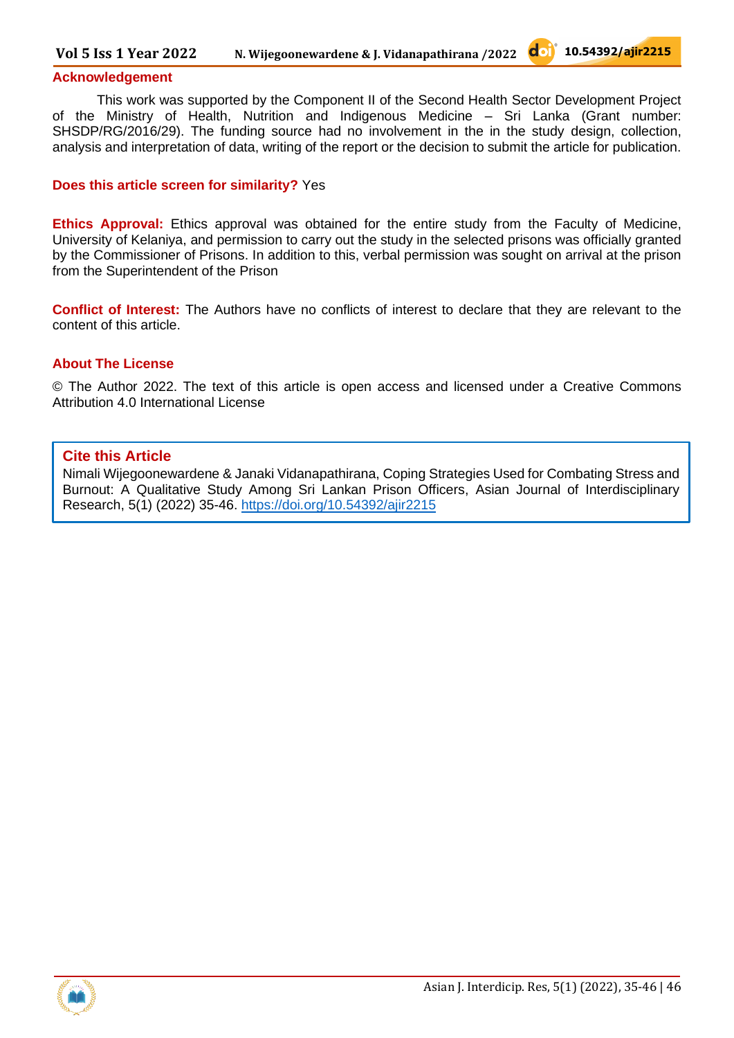## Acknowledgement

This work was supported by the Component II of the Second Health Sector Development Project of the Ministry of Health, Nutrition and Indigenous Medicine – Sri Lanka (Grant number: SHSDP/RG/2016/29). The funding source had no involvement in the in the study design, collection, analysis and interpretation of data, writing of the report or the decision to submit the article for publication.

**Does this article screen for similarity?** Yes

**Ethics Approval:** Ethics approval was obtained for the entire study from the Faculty of Medicine, University of Kelaniya, and permission to carry out the study in the selected prisons was officially granted by the Commissioner of Prisons. In addition to this, verbal permission was sought on arrival at the prison from the Superintendent of the Prison

**Conflict of Interest:** The Authors have no conflicts of interest to declare that they are relevant to the content of this article.

## About The License

© The Author 2022. The text of this article is open access and licensed under a Creative Commons Attribution 4.0 International License

## Cite this Article

Nimali Wijegoonewardene & Janaki Vidanapathirana, Coping Strategies Used for Combating Stress and Burnout: A Qualitative Study Among Sri Lankan Prison Officers, Asian Journal of Interdisciplinary Research, 5(1) (2022) 35-46. https://doi.org/10.54392/ajir2215